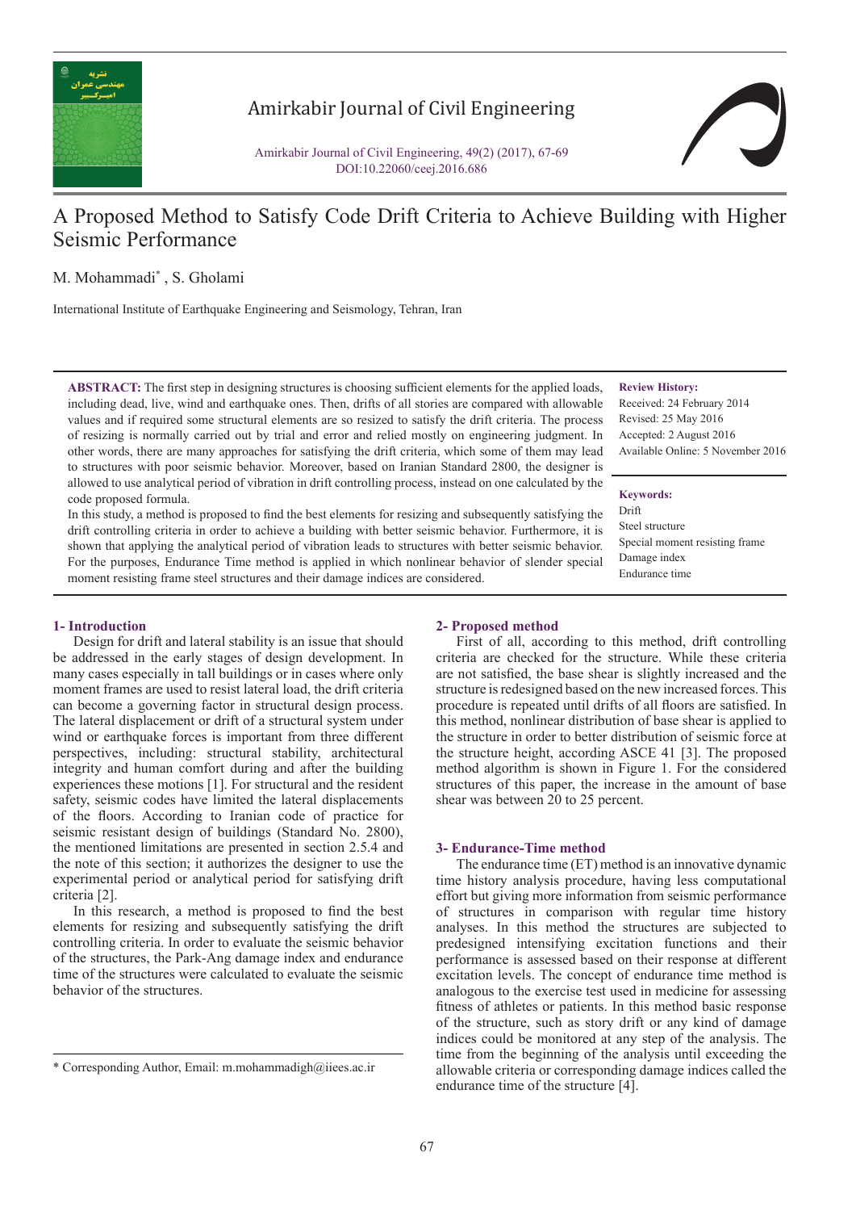Amirkabir Journal of Civil Engineering

Amirkabir Journal of Civil Engineering, 49(2) (2017), 67-69
DOI:10.22060/ceej.2016.686

# A Proposed Method to Satisfy Code Drift Criteria to Achieve Building with Higher Seismic Performance

M. Mohammadi*, S. Gholami

International Institute of Earthquake Engineering and Seismology, Tehran, Iran

**ABSTRACT:** The first step in designing structures is choosing sufficient elements for the applied loads, including dead, live, wind and earthquake ones. Then, drifts of all stories are compared with allowable values and if required some structural elements are so resized to satisfy the drift criteria. The process of resizing is normally carried out by trial and error and relied mostly on engineering judgment. In other words, there are many approaches for satisfying the drift criteria, which some of them may lead to structures with poor seismic behavior. Moreover, based on Iranian Standard 2800, the designer is allowed to use analytical period of vibration in drift controlling process, instead on one calculated by the code proposed formula.

In this study, a method is proposed to find the best elements for resizing and subsequently satisfying the drift controlling criteria in order to achieve a building with better seismic behavior. Furthermore, it is shown that applying the analytical period of vibration leads to structures with better seismic behavior. For the purposes, Endurance Time method is applied in which nonlinear behavior of slender special moment resisting frame steel structures and their damage indices are considered.

**Review History:**
Received: 24 February 2014
Revised: 25 May 2016
Accepted: 2 August 2016
Available Online: 5 November 2016

**Keywords:**
Drift
Steel structure
Special moment resisting frame
Damage index
Endurance time

## 1- Introduction

Design for drift and lateral stability is an issue that should be addressed in the early stages of design development. In many cases especially in tall buildings or in cases where only moment frames are used to resist lateral load, the drift criteria can become a governing factor in structural design process. The lateral displacement or drift of a structural system under wind or earthquake forces is important from three different perspectives, including: structural stability, architectural integrity and human comfort during and after the building experiences these motions [1]. For structural and the resident safety, seismic codes have limited the lateral displacements of the floors. According to Iranian code of practice for seismic resistant design of buildings (Standard No. 2800), the mentioned limitations are presented in section 2.5.4 and the note of this section; it authorizes the designer to use the experimental period or analytical period for satisfying drift criteria [2].

In this research, a method is proposed to find the best elements for resizing and subsequently satisfying the drift controlling criteria. In order to evaluate the seismic behavior of the structures, the Park-Ang damage index and endurance time of the structures were calculated to evaluate the seismic behavior of the structures.

## 2- Proposed method

First of all, according to this method, drift controlling criteria are checked for the structure. While these criteria are not satisfied, the base shear is slightly increased and the structure is redesigned based on the new increased forces. This procedure is repeated until drifts of all floors are satisfied. In this method, nonlinear distribution of base shear is applied to the structure in order to better distribution of seismic force at the structure height, according ASCE 41 [3]. The proposed method algorithm is shown in Figure 1. For the considered structures of this paper, the increase in the amount of base shear was between 20 to 25 percent.

## 3- Endurance-Time method

The endurance time (ET) method is an innovative dynamic time history analysis procedure, having less computational effort but giving more information from seismic performance of structures in comparison with regular time history analyses. In this method the structures are subjected to predesigned intensifying excitation functions and their performance is assessed based on their response at different excitation levels. The concept of endurance time method is analogous to the exercise test used in medicine for assessing fitness of athletes or patients. In this method basic response of the structure, such as story drift or any kind of damage indices could be monitored at any step of the analysis. The time from the beginning of the analysis until exceeding the allowable criteria or corresponding damage indices called the endurance time of the structure [4].

* Corresponding Author, Email: m.mohammadigh@iiees.ac.ir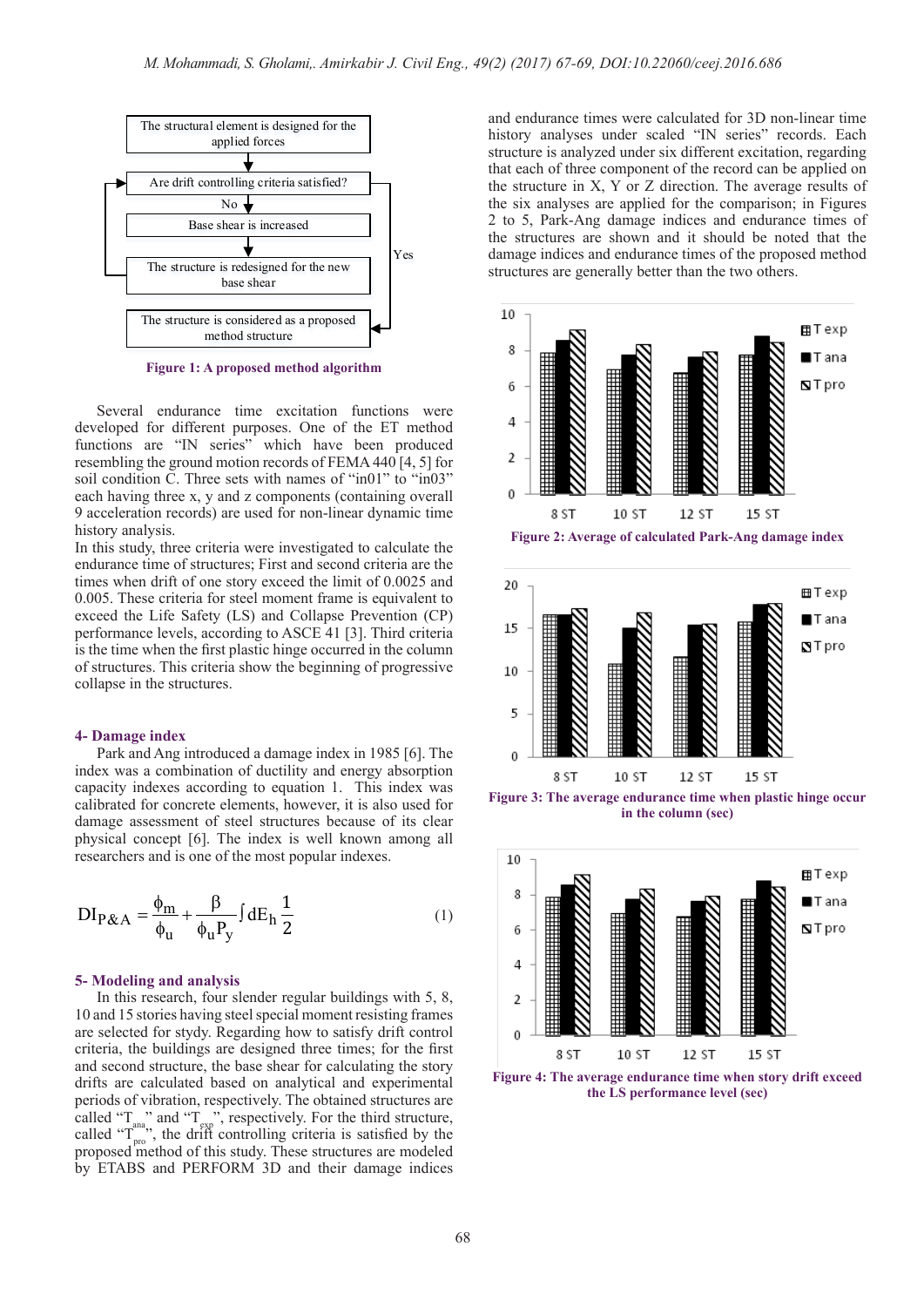The structural element is designed for the applied forces

Are drift controlling criteria satisfied?

No

Base shear is increased

The structure is redesigned for the new base shear

Yes

The structure is considered as a proposed method structure

**Figure 1: A proposed method algorithm**

Several endurance time excitation functions were developed for different purposes. One of the ET method functions are "IN series" which have been produced resembling the ground motion records of FEMA 440 [4, 5] for soil condition C. Three sets with names of "in01" to "in03" each having three x, y and z components (containing overall 9 acceleration records) are used for non-linear dynamic time history analysis.

In this study, three criteria were investigated to calculate the endurance time of structures; First and second criteria are the times when drift of one story exceed the limit of 0.0025 and 0.005. These criteria for steel moment frame is equivalent to exceed the Life Safety (LS) and Collapse Prevention (CP) performance levels, according to ASCE 41 [3]. Third criteria is the time when the first plastic hinge occurred in the column of structures. This criteria show the beginning of progressive collapse in the structures.

## 4- Damage index

Park and Ang introduced a damage index in 1985 [6]. The index was a combination of ductility and energy absorption capacity indexes according to equation 1. This index was calibrated for concrete elements, however, it is also used for damage assessment of steel structures because of its clear physical concept [6]. The index is well known among all researchers and is one of the most popular indexes.

$$DI_{P\&A} = \frac{\phi_m}{\phi_u} + \frac{\beta}{\phi_u P_y} \int dE_h \frac{1}{2} \qquad (1)$$

## 5- Modeling and analysis

In this research, four slender regular buildings with 5, 8, 10 and 15 stories having steel special moment resisting frames are selected for stydy. Regarding how to satisfy drift control criteria, the buildings are designed three times; for the first and second structure, the base shear for calculating the story drifts are calculated based on analytical and experimental periods of vibration, respectively. The obtained structures are called "$T_{ana}$" and "$T_{exp}$", respectively. For the third structure, called "$T_{pro}$", the drift controlling criteria is satisfied by the proposed method of this study. These structures are modeled by ETABS and PERFORM 3D and their damage indices and endurance times were calculated for 3D non-linear time history analyses under scaled "IN series" records. Each structure is analyzed under six different excitation, regarding that each of three component of the record can be applied on the structure in X, Y or Z direction. The average results of the six analyses are applied for the comparison; in Figures 2 to 5, Park-Ang damage indices and endurance times of the structures are shown and it should be noted that the damage indices and endurance times of the proposed method structures are generally better than the two others.

**Figure 2: Average of calculated Park-Ang damage index**

**Figure 3: The average endurance time when plastic hinge occur in the column (sec)**

**Figure 4: The average endurance time when story drift exceed the LS performance level (sec)**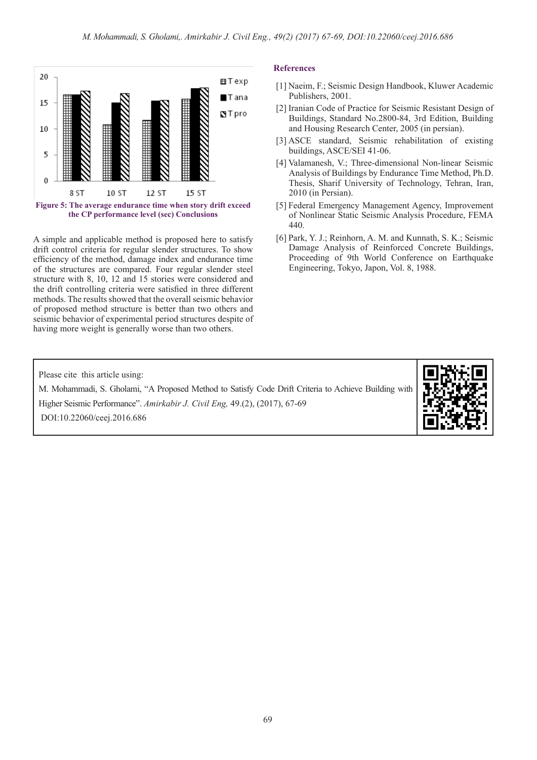20

15

10

5

0

8 ST

10 ST

12 ST

15 ST

T exp

T ana

T pro

**Figure 5: The average endurance time when story drift exceed the CP performance level (sec) Conclusions**

A simple and applicable method is proposed here to satisfy drift control criteria for regular slender structures. To show efficiency of the method, damage index and endurance time of the structures are compared. Four regular slender steel structure with 8, 10, 12 and 15 stories were considered and the drift controlling criteria were satisfied in three different methods. The results showed that the overall seismic behavior of proposed method structure is better than two others and seismic behavior of experimental period structures despite of having more weight is generally worse than two others.

## References

[1] Naeim, F.; Seismic Design Handbook, Kluwer Academic Publishers, 2001.

[2] Iranian Code of Practice for Seismic Resistant Design of Buildings, Standard No.2800-84, 3rd Edition, Building and Housing Research Center, 2005 (in persian).

[3] ASCE standard, Seismic rehabilitation of existing buildings, ASCE/SEI 41-06.

[4] Valamanesh, V.; Three-dimensional Non-linear Seismic Analysis of Buildings by Endurance Time Method, Ph.D. Thesis, Sharif University of Technology, Tehran, Iran, 2010 (in Persian).

[5] Federal Emergency Management Agency, Improvement of Nonlinear Static Seismic Analysis Procedure, FEMA 440.

[6] Park, Y. J.; Reinhorn, A. M. and Kunnath, S. K.; Seismic Damage Analysis of Reinforced Concrete Buildings, Proceeding of 9th World Conference on Earthquake Engineering, Tokyo, Japon, Vol. 8, 1988.

Please cite this article using:

M. Mohammadi, S. Gholami, "A Proposed Method to Satisfy Code Drift Criteria to Achieve Building with Higher Seismic Performance". *Amirkabir J. Civil Eng,* 49.(2), (2017), 67-69

DOI:10.22060/ceej.2016.686